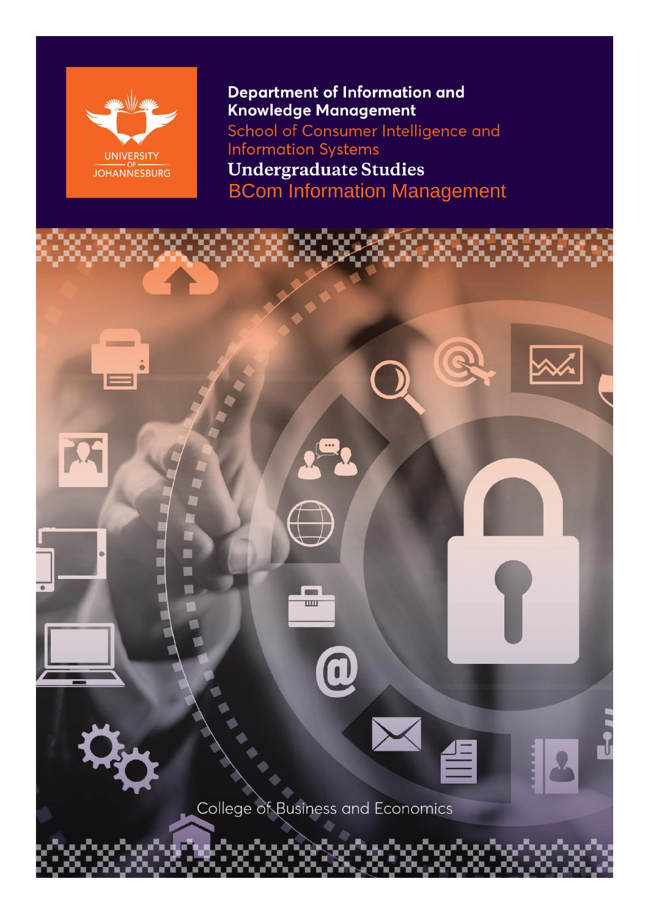UNIVERSITY OF JOHANNESBURG

**Department of Information and Knowledge Management**

School of Consumer Intelligence and Information Systems

# Undergraduate Studies

## BCom Information Management

College of Business and Economics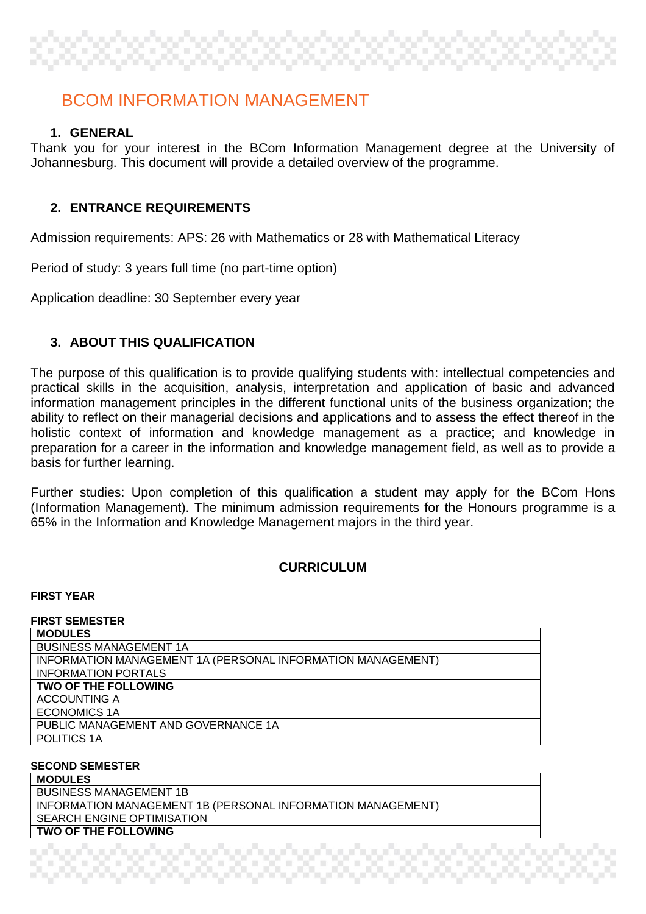# BCOM INFORMATION MANAGEMENT

## 1. GENERAL

Thank you for your interest in the BCom Information Management degree at the University of Johannesburg. This document will provide a detailed overview of the programme.

## 2. ENTRANCE REQUIREMENTS

Admission requirements: APS: 26 with Mathematics or 28 with Mathematical Literacy

Period of study: 3 years full time (no part-time option)

Application deadline: 30 September every year

## 3. ABOUT THIS QUALIFICATION

The purpose of this qualification is to provide qualifying students with: intellectual competencies and practical skills in the acquisition, analysis, interpretation and application of basic and advanced information management principles in the different functional units of the business organization; the ability to reflect on their managerial decisions and applications and to assess the effect thereof in the holistic context of information and knowledge management as a practice; and knowledge in preparation for a career in the information and knowledge management field, as well as to provide a basis for further learning.

Further studies: Upon completion of this qualification a student may apply for the BCom Hons (Information Management). The minimum admission requirements for the Honours programme is a 65% in the Information and Knowledge Management majors in the third year.

## CURRICULUM

### FIRST YEAR

**FIRST SEMESTER**

| **MODULES** |
|---|
| BUSINESS MANAGEMENT 1A |
| INFORMATION MANAGEMENT 1A (PERSONAL INFORMATION MANAGEMENT) |
| INFORMATION PORTALS |
| **TWO OF THE FOLLOWING** |
| ACCOUNTING A |
| ECONOMICS 1A |
| PUBLIC MANAGEMENT AND GOVERNANCE 1A |
| POLITICS 1A |

**SECOND SEMESTER**

| **MODULES** |
|---|
| BUSINESS MANAGEMENT 1B |
| INFORMATION MANAGEMENT 1B (PERSONAL INFORMATION MANAGEMENT) |
| SEARCH ENGINE OPTIMISATION |
| **TWO OF THE FOLLOWING** |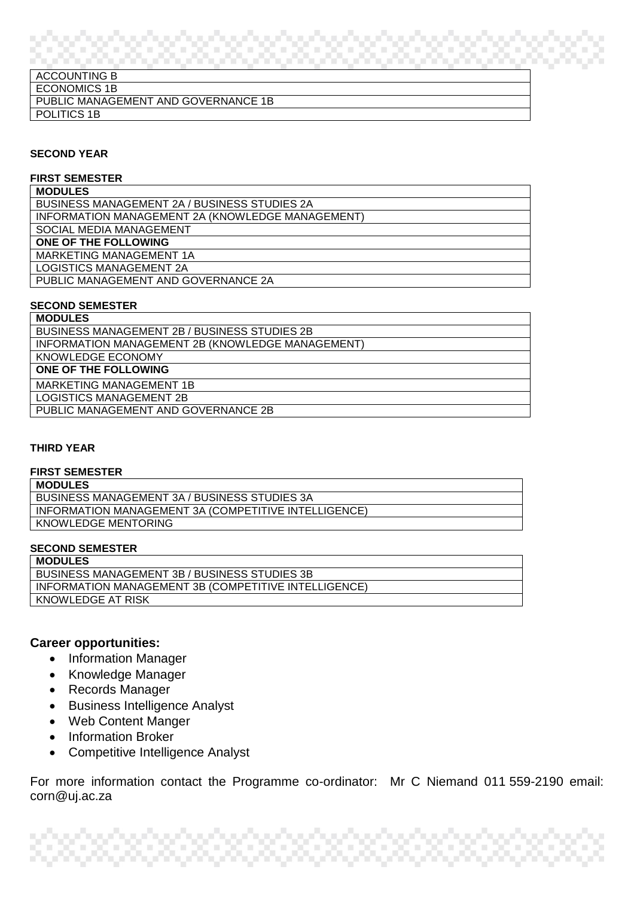| ACCOUNTING B |
| --- |
| ECONOMICS 1B |
| PUBLIC MANAGEMENT AND GOVERNANCE 1B |
| POLITICS 1B |

**SECOND YEAR**

**FIRST SEMESTER**

| **MODULES** |
| --- |
| BUSINESS MANAGEMENT 2A / BUSINESS STUDIES 2A |
| INFORMATION MANAGEMENT 2A (KNOWLEDGE MANAGEMENT) |
| SOCIAL MEDIA MANAGEMENT |
| **ONE OF THE FOLLOWING** |
| MARKETING MANAGEMENT 1A |
| LOGISTICS MANAGEMENT 2A |
| PUBLIC MANAGEMENT AND GOVERNANCE 2A |

**SECOND SEMESTER**

| **MODULES** |
| --- |
| BUSINESS MANAGEMENT 2B / BUSINESS STUDIES 2B |
| INFORMATION MANAGEMENT 2B (KNOWLEDGE MANAGEMENT) |
| KNOWLEDGE ECONOMY |
| **ONE OF THE FOLLOWING** |
| MARKETING MANAGEMENT 1B |
| LOGISTICS MANAGEMENT 2B |
| PUBLIC MANAGEMENT AND GOVERNANCE 2B |

**THIRD YEAR**

**FIRST SEMESTER**

| **MODULES** |
| --- |
| BUSINESS MANAGEMENT 3A / BUSINESS STUDIES 3A |
| INFORMATION MANAGEMENT 3A (COMPETITIVE INTELLIGENCE) |
| KNOWLEDGE MENTORING |

**SECOND SEMESTER**

| **MODULES** |
| --- |
| BUSINESS MANAGEMENT 3B / BUSINESS STUDIES 3B |
| INFORMATION MANAGEMENT 3B (COMPETITIVE INTELLIGENCE) |
| KNOWLEDGE AT RISK |

**Career opportunities:**

- Information Manager
- Knowledge Manager
- Records Manager
- Business Intelligence Analyst
- Web Content Manger
- Information Broker
- Competitive Intelligence Analyst

For more information contact the Programme co-ordinator: Mr C Niemand 011 559-2190 email: corn@uj.ac.za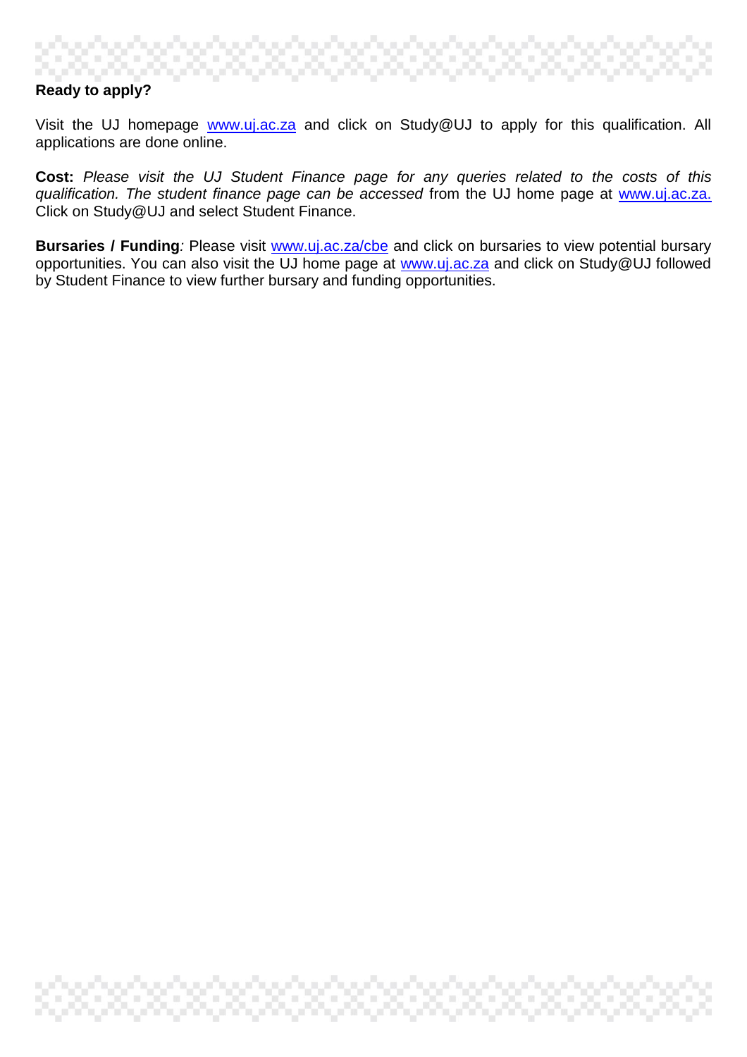**Ready to apply?**

Visit the UJ homepage www.uj.ac.za and click on Study@UJ to apply for this qualification. All applications are done online.

**Cost:** *Please visit the UJ Student Finance page for any queries related to the costs of this qualification. The student finance page can be accessed* from the UJ home page at www.uj.ac.za. Click on Study@UJ and select Student Finance.

**Bursaries / Funding***:* Please visit www.uj.ac.za/cbe and click on bursaries to view potential bursary opportunities. You can also visit the UJ home page at www.uj.ac.za and click on Study@UJ followed by Student Finance to view further bursary and funding opportunities.